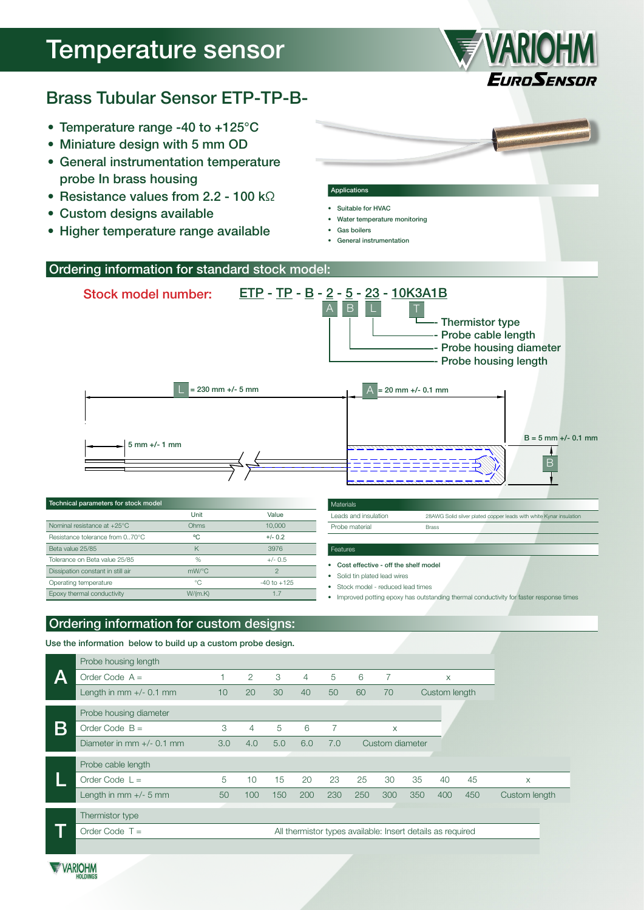# Temperature sensor

## Brass Tubular Sensor ETP-TP-B-

- Temperature range -40 to +125°C
- Miniature design with 5 mm OD
- General instrumentation temperature probe In brass housing
- Resistance values from 2.2 - 100 kΩ
- Custom designs available
- Higher temperature range available

**Applications**

- Suitable for HVAC
- Water temperature monitoring
- Gas boilers
- General instrumentation

## Ordering information for standard stock model:

**Stock model number:** ETP - TP - B - 2 - 5 - 23 - 10K3A1B

- A - Probe housing length
- B - Probe housing diameter
- L - Probe cable length
- T - Thermistor type

L = 230 mm +/- 5 mm

A = 20 mm +/- 0.1 mm

B = 5 mm +/- 0.1 mm

5 mm +/- 1 mm

**Technical parameters for stock model**

| | Unit | Value |
|---|---|---|
| Nominal resistance at +25°C | Ohms | 10,000 |
| Resistance tolerance from 0..70°C | ºC | +/- 0.2 |
| Beta value 25/85 | K | 3976 |
| Tolerance on Beta value 25/85 | % | +/- 0.5 |
| Dissipation constant in still air | mW/°C | 2 |
| Operating temperature | °C | -40 to +125 |
| Epoxy thermal conductivity | W/(m.K) | 1.7 |

**Materials**

| | |
|---|---|
| Leads and insulation | 28AWG Solid silver plated copper leads with white Kynar insulation |
| Probe material | Brass |

**Features**

- Cost effective - off the shelf model
- Solid tin plated lead wires
- Stock model - reduced lead times
- Improved potting epoxy has outstanding thermal conductivity for faster response times

## Ordering information for custom designs:

Use the information below to build up a custom probe design.

**A – Probe housing length**

| Order Code A = | 1 | 2 | 3 | 4 | 5 | 6 | 7 | x |
|---|---|---|---|---|---|---|---|---|
| Length in mm +/- 0.1 mm | 10 | 20 | 30 | 40 | 50 | 60 | 70 | Custom length |

**B – Probe housing diameter**

| Order Code B = | 3 | 4 | 5 | 6 | 7 | x |
|---|---|---|---|---|---|---|
| Diameter in mm +/- 0.1 mm | 3.0 | 4.0 | 5.0 | 6.0 | 7.0 | Custom diameter |

**L – Probe cable length**

| Order Code L = | 5 | 10 | 15 | 20 | 23 | 25 | 30 | 35 | 40 | 45 | x |
|---|---|---|---|---|---|---|---|---|---|---|---|
| Length in mm +/- 5 mm | 50 | 100 | 150 | 200 | 230 | 250 | 300 | 350 | 400 | 450 | Custom length |

**T – Thermistor type**

| Order Code T = | All thermistor types available: Insert details as required |
|---|---|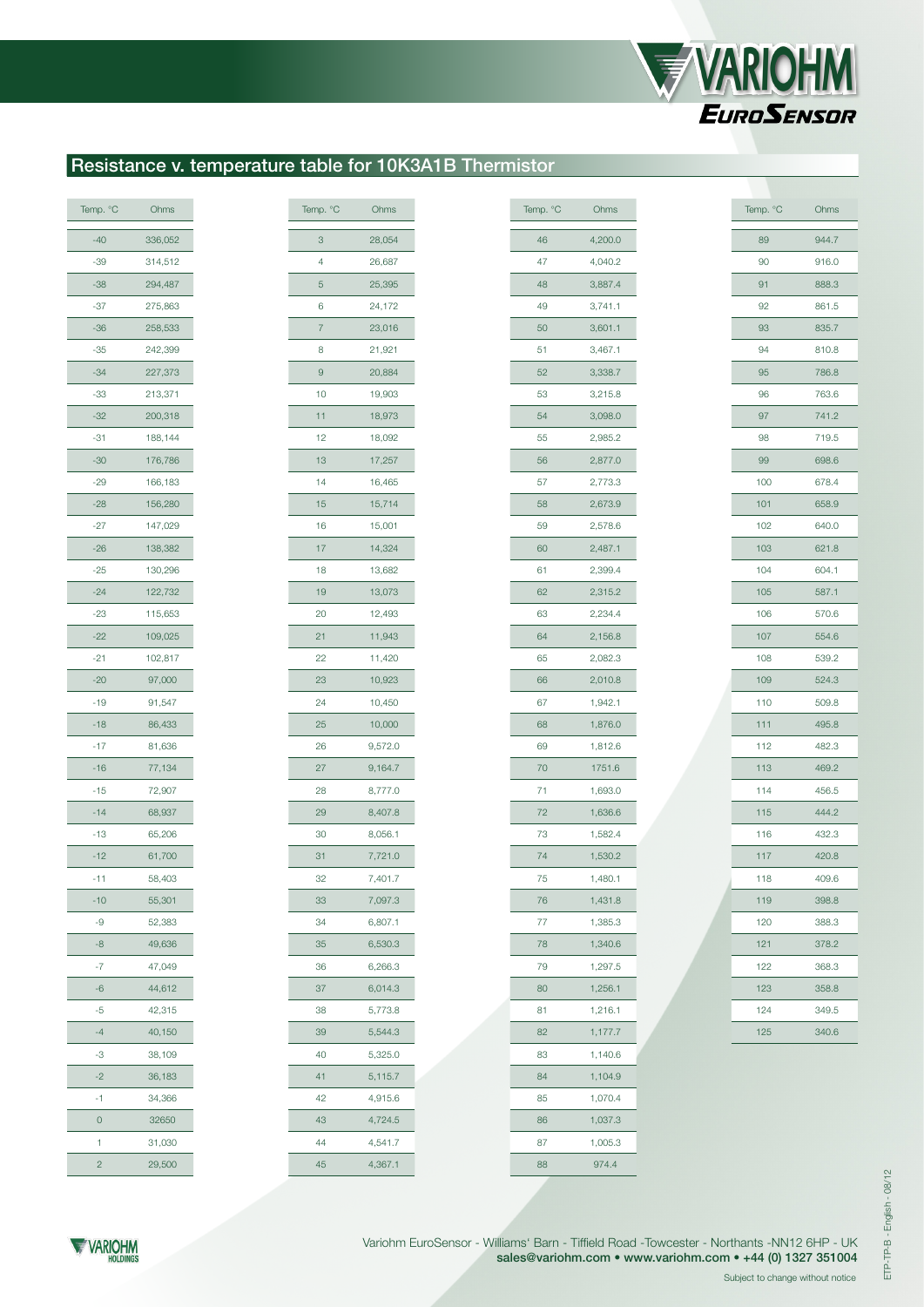# Resistance v. temperature table for 10K3A1B Thermistor

| Temp. °C | Ohms | Temp. °C | Ohms | Temp. °C | Ohms | Temp. °C | Ohms |
|---|---|---|---|---|---|---|---|
| -40 | 336,052 | 3 | 28,054 | 46 | 4,200.0 | 89 | 944.7 |
| -39 | 314,512 | 4 | 26,687 | 47 | 4,040.2 | 90 | 916.0 |
| -38 | 294,487 | 5 | 25,395 | 48 | 3,887.4 | 91 | 888.3 |
| -37 | 275,863 | 6 | 24,172 | 49 | 3,741.1 | 92 | 861.5 |
| -36 | 258,533 | 7 | 23,016 | 50 | 3,601.1 | 93 | 835.7 |
| -35 | 242,399 | 8 | 21,921 | 51 | 3,467.1 | 94 | 810.8 |
| -34 | 227,373 | 9 | 20,884 | 52 | 3,338.7 | 95 | 786.8 |
| -33 | 213,371 | 10 | 19,903 | 53 | 3,215.8 | 96 | 763.6 |
| -32 | 200,318 | 11 | 18,973 | 54 | 3,098.0 | 97 | 741.2 |
| -31 | 188,144 | 12 | 18,092 | 55 | 2,985.2 | 98 | 719.5 |
| -30 | 176,786 | 13 | 17,257 | 56 | 2,877.0 | 99 | 698.6 |
| -29 | 166,183 | 14 | 16,465 | 57 | 2,773.3 | 100 | 678.4 |
| -28 | 156,280 | 15 | 15,714 | 58 | 2,673.9 | 101 | 658.9 |
| -27 | 147,029 | 16 | 15,001 | 59 | 2,578.6 | 102 | 640.0 |
| -26 | 138,382 | 17 | 14,324 | 60 | 2,487.1 | 103 | 621.8 |
| -25 | 130,296 | 18 | 13,682 | 61 | 2,399.4 | 104 | 604.1 |
| -24 | 122,732 | 19 | 13,073 | 62 | 2,315.2 | 105 | 587.1 |
| -23 | 115,653 | 20 | 12,493 | 63 | 2,234.4 | 106 | 570.6 |
| -22 | 109,025 | 21 | 11,943 | 64 | 2,156.8 | 107 | 554.6 |
| -21 | 102,817 | 22 | 11,420 | 65 | 2,082.3 | 108 | 539.2 |
| -20 | 97,000 | 23 | 10,923 | 66 | 2,010.8 | 109 | 524.3 |
| -19 | 91,547 | 24 | 10,450 | 67 | 1,942.1 | 110 | 509.8 |
| -18 | 86,433 | 25 | 10,000 | 68 | 1,876.0 | 111 | 495.8 |
| -17 | 81,636 | 26 | 9,572.0 | 69 | 1,812.6 | 112 | 482.3 |
| -16 | 77,134 | 27 | 9,164.7 | 70 | 1751.6 | 113 | 469.2 |
| -15 | 72,907 | 28 | 8,777.0 | 71 | 1,693.0 | 114 | 456.5 |
| -14 | 68,937 | 29 | 8,407.8 | 72 | 1,636.6 | 115 | 444.2 |
| -13 | 65,206 | 30 | 8,056.1 | 73 | 1,582.4 | 116 | 432.3 |
| -12 | 61,700 | 31 | 7,721.0 | 74 | 1,530.2 | 117 | 420.8 |
| -11 | 58,403 | 32 | 7,401.7 | 75 | 1,480.1 | 118 | 409.6 |
| -10 | 55,301 | 33 | 7,097.3 | 76 | 1,431.8 | 119 | 398.8 |
| -9 | 52,383 | 34 | 6,807.1 | 77 | 1,385.3 | 120 | 388.3 |
| -8 | 49,636 | 35 | 6,530.3 | 78 | 1,340.6 | 121 | 378.2 |
| -7 | 47,049 | 36 | 6,266.3 | 79 | 1,297.5 | 122 | 368.3 |
| -6 | 44,612 | 37 | 6,014.3 | 80 | 1,256.1 | 123 | 358.8 |
| -5 | 42,315 | 38 | 5,773.8 | 81 | 1,216.1 | 124 | 349.5 |
| -4 | 40,150 | 39 | 5,544.3 | 82 | 1,177.7 | 125 | 340.6 |
| -3 | 38,109 | 40 | 5,325.0 | 83 | 1,140.6 | | |
| -2 | 36,183 | 41 | 5,115.7 | 84 | 1,104.9 | | |
| -1 | 34,366 | 42 | 4,915.6 | 85 | 1,070.4 | | |
| 0 | 32650 | 43 | 4,724.5 | 86 | 1,037.3 | | |
| 1 | 31,030 | 44 | 4,541.7 | 87 | 1,005.3 | | |
| 2 | 29,500 | 45 | 4,367.1 | 88 | 974.4 | | |

Variohm EuroSensor - Williams' Barn - Tiffield Road -Towcester - Northants -NN12 6HP - UK
**sales@variohm.com • www.variohm.com • +44 (0) 1327 351004**

Subject to change without notice

ETP-TP-B - English - 08/12